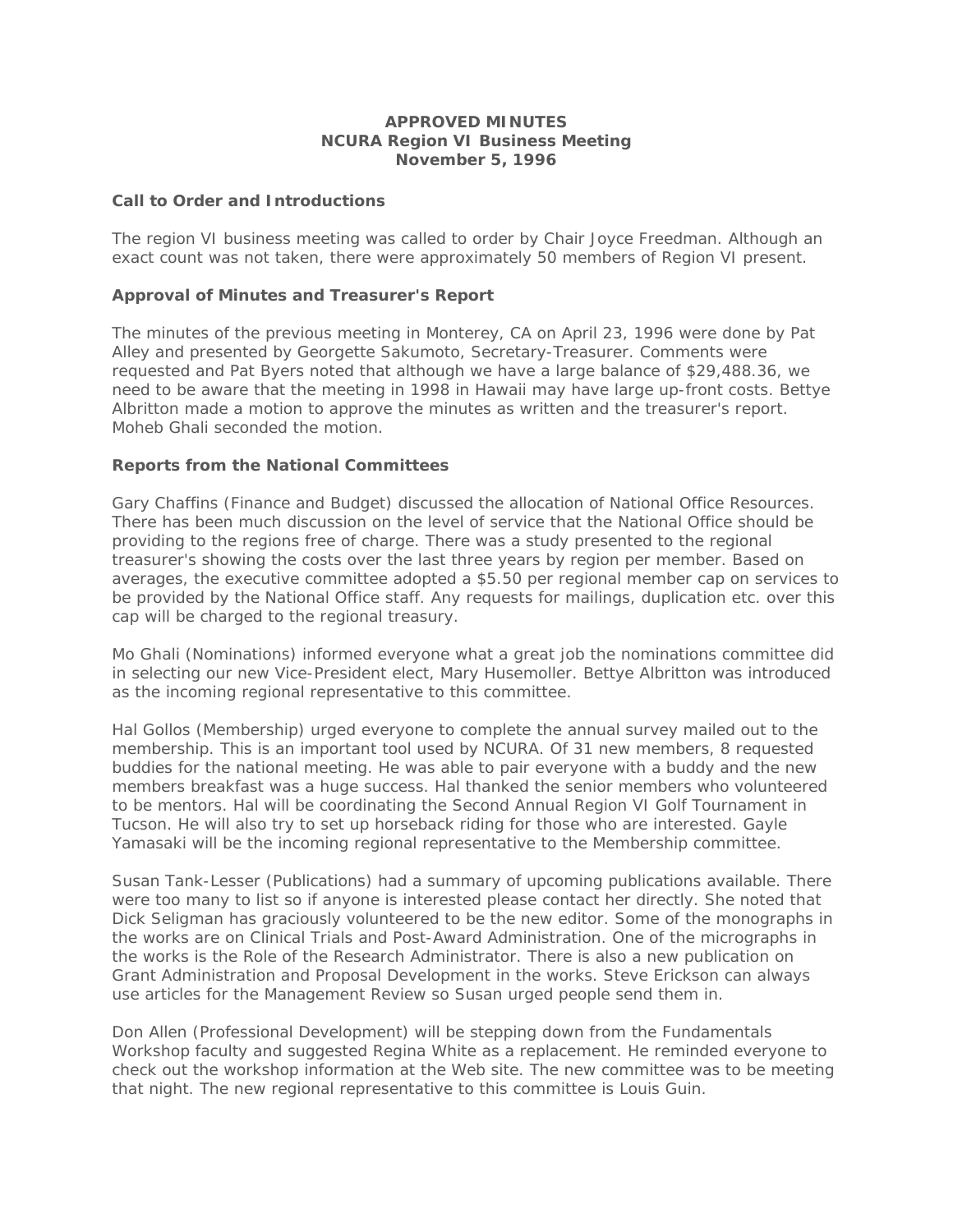**APPROVED MINUTES**
**NCURA Region VI Business Meeting**
**November 5, 1996**

**Call to Order and Introductions**

The region VI business meeting was called to order by Chair Joyce Freedman. Although an exact count was not taken, there were approximately 50 members of Region VI present.

**Approval of Minutes and Treasurer's Report**

The minutes of the previous meeting in Monterey, CA on April 23, 1996 were done by Pat Alley and presented by Georgette Sakumoto, Secretary-Treasurer. Comments were requested and Pat Byers noted that although we have a large balance of $29,488.36, we need to be aware that the meeting in 1998 in Hawaii may have large up-front costs. Bettye Albritton made a motion to approve the minutes as written and the treasurer's report. Moheb Ghali seconded the motion.

**Reports from the National Committees**

Gary Chaffins (Finance and Budget) discussed the allocation of National Office Resources. There has been much discussion on the level of service that the National Office should be providing to the regions free of charge. There was a study presented to the regional treasurer's showing the costs over the last three years by region per member. Based on averages, the executive committee adopted a $5.50 per regional member cap on services to be provided by the National Office staff. Any requests for mailings, duplication etc. over this cap will be charged to the regional treasury.

Mo Ghali (Nominations) informed everyone what a great job the nominations committee did in selecting our new Vice-President elect, Mary Husemoller. Bettye Albritton was introduced as the incoming regional representative to this committee.

Hal Gollos (Membership) urged everyone to complete the annual survey mailed out to the membership. This is an important tool used by NCURA. Of 31 new members, 8 requested buddies for the national meeting. He was able to pair everyone with a buddy and the new members breakfast was a huge success. Hal thanked the senior members who volunteered to be mentors. Hal will be coordinating the Second Annual Region VI Golf Tournament in Tucson. He will also try to set up horseback riding for those who are interested. Gayle Yamasaki will be the incoming regional representative to the Membership committee.

Susan Tank-Lesser (Publications) had a summary of upcoming publications available. There were too many to list so if anyone is interested please contact her directly. She noted that Dick Seligman has graciously volunteered to be the new editor. Some of the monographs in the works are on Clinical Trials and Post-Award Administration. One of the micrographs in the works is the Role of the Research Administrator. There is also a new publication on Grant Administration and Proposal Development in the works. Steve Erickson can always use articles for the Management Review so Susan urged people send them in.

Don Allen (Professional Development) will be stepping down from the Fundamentals Workshop faculty and suggested Regina White as a replacement. He reminded everyone to check out the workshop information at the Web site. The new committee was to be meeting that night. The new regional representative to this committee is Louis Guin.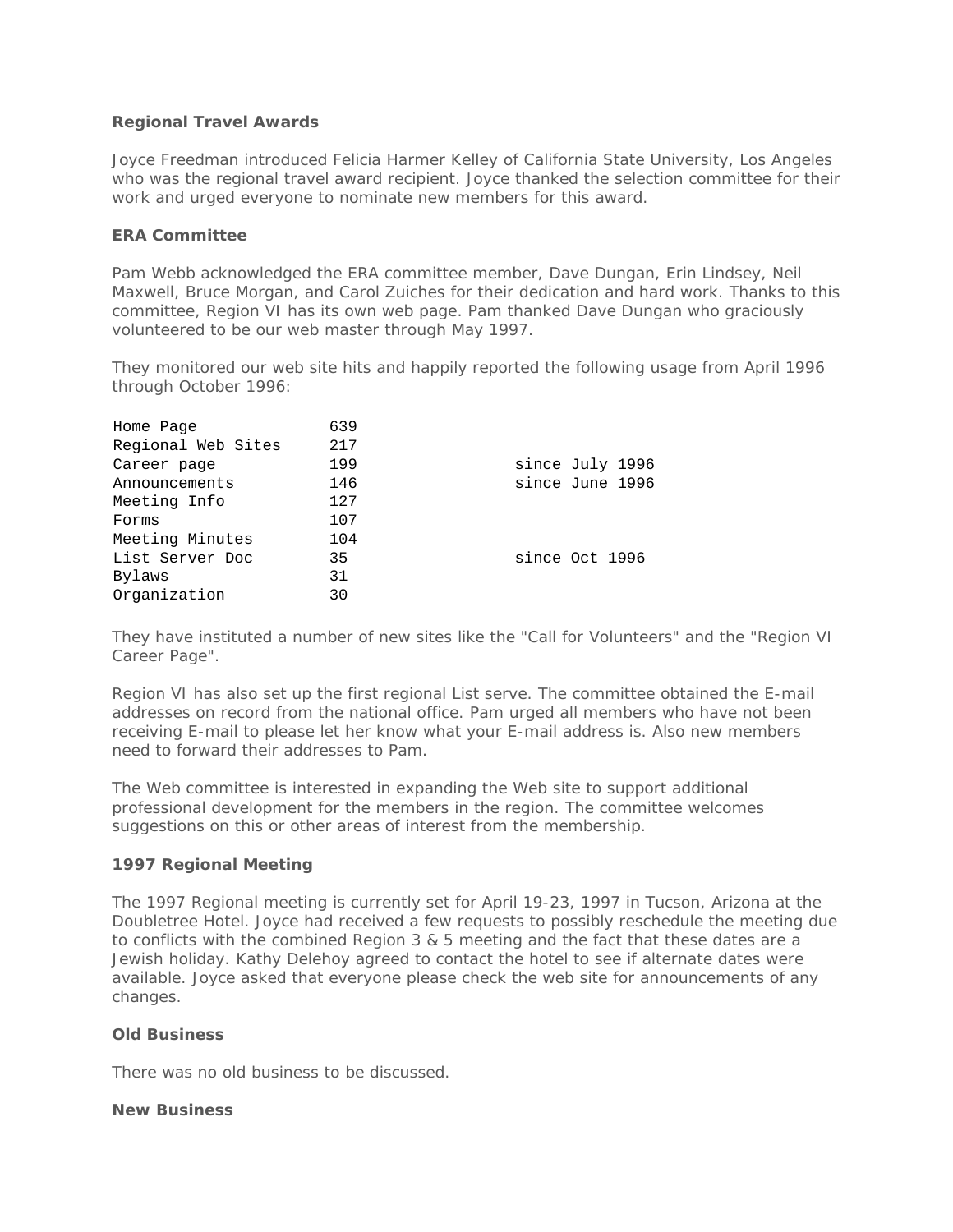**Regional Travel Awards**

Joyce Freedman introduced Felicia Harmer Kelley of California State University, Los Angeles who was the regional travel award recipient. Joyce thanked the selection committee for their work and urged everyone to nominate new members for this award.

**ERA Committee**

Pam Webb acknowledged the ERA committee member, Dave Dungan, Erin Lindsey, Neil Maxwell, Bruce Morgan, and Carol Zuiches for their dedication and hard work. Thanks to this committee, Region VI has its own web page. Pam thanked Dave Dungan who graciously volunteered to be our web master through May 1997.

They monitored our web site hits and happily reported the following usage from April 1996 through October 1996:

| | | |
|---|---|---|
| Home Page | 639 | |
| Regional Web Sites | 217 | |
| Career page | 199 | since July 1996 |
| Announcements | 146 | since June 1996 |
| Meeting Info | 127 | |
| Forms | 107 | |
| Meeting Minutes | 104 | |
| List Server Doc | 35 | since Oct 1996 |
| Bylaws | 31 | |
| Organization | 30 | |

They have instituted a number of new sites like the "Call for Volunteers" and the "Region VI Career Page".

Region VI has also set up the first regional List serve. The committee obtained the E-mail addresses on record from the national office. Pam urged all members who have not been receiving E-mail to please let her know what your E-mail address is. Also new members need to forward their addresses to Pam.

The Web committee is interested in expanding the Web site to support additional professional development for the members in the region. The committee welcomes suggestions on this or other areas of interest from the membership.

**1997 Regional Meeting**

The 1997 Regional meeting is currently set for April 19-23, 1997 in Tucson, Arizona at the Doubletree Hotel. Joyce had received a few requests to possibly reschedule the meeting due to conflicts with the combined Region 3 & 5 meeting and the fact that these dates are a Jewish holiday. Kathy Delehoy agreed to contact the hotel to see if alternate dates were available. Joyce asked that everyone please check the web site for announcements of any changes.

**Old Business**

There was no old business to be discussed.

**New Business**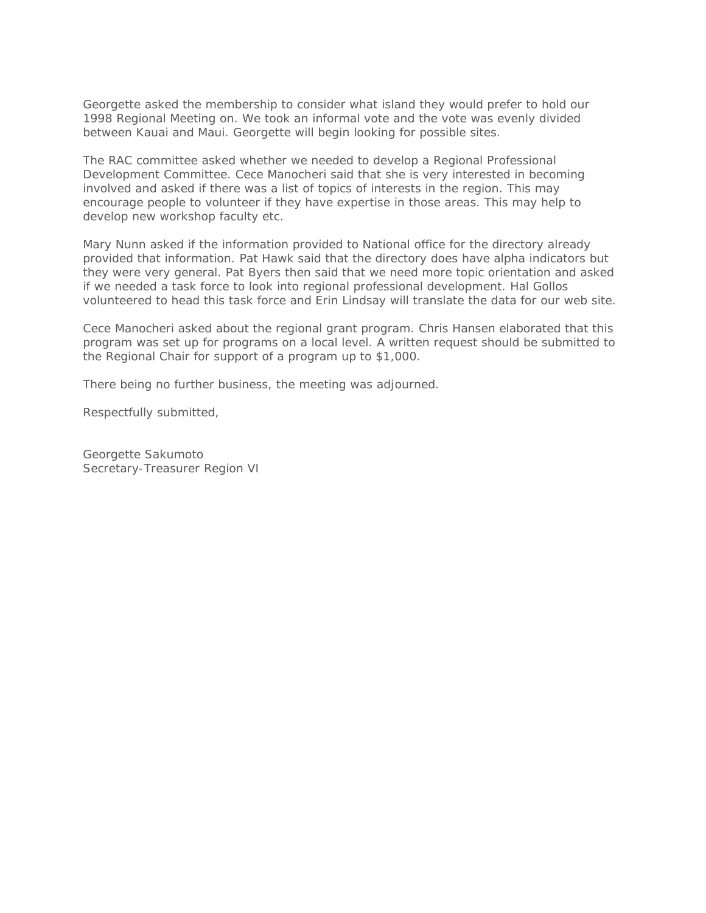Georgette asked the membership to consider what island they would prefer to hold our 1998 Regional Meeting on. We took an informal vote and the vote was evenly divided between Kauai and Maui. Georgette will begin looking for possible sites.

The RAC committee asked whether we needed to develop a Regional Professional Development Committee. Cece Manocheri said that she is very interested in becoming involved and asked if there was a list of topics of interests in the region. This may encourage people to volunteer if they have expertise in those areas. This may help to develop new workshop faculty etc.

Mary Nunn asked if the information provided to National office for the directory already provided that information. Pat Hawk said that the directory does have alpha indicators but they were very general. Pat Byers then said that we need more topic orientation and asked if we needed a task force to look into regional professional development. Hal Gollos volunteered to head this task force and Erin Lindsay will translate the data for our web site.

Cece Manocheri asked about the regional grant program. Chris Hansen elaborated that this program was set up for programs on a local level. A written request should be submitted to the Regional Chair for support of a program up to $1,000.

There being no further business, the meeting was adjourned.

Respectfully submitted,

Georgette Sakumoto
Secretary-Treasurer Region VI